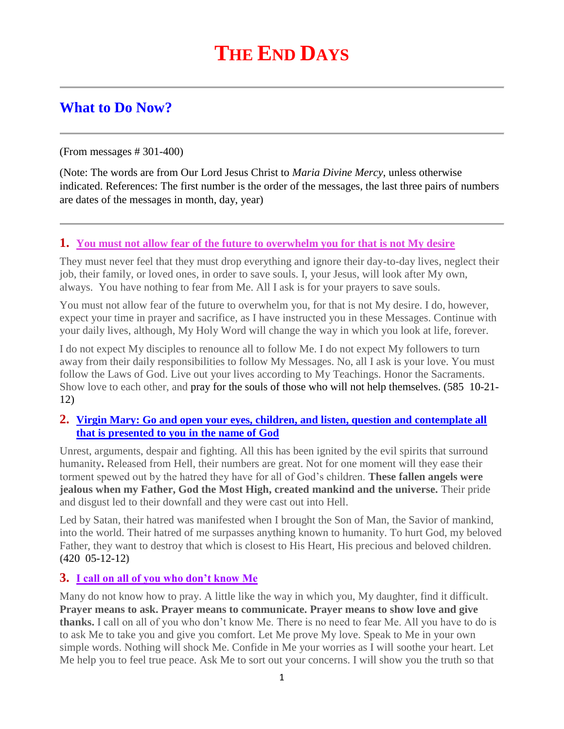# THE END DAYS

## What to Do Now?

(From messages # 301-400)

(Note: The words are from Our Lord Jesus Christ to *Maria Divine Mercy*, unless otherwise indicated. References: The first number is the order of the messages, the last three pairs of numbers are dates of the messages in month, day, year)

### 1. You must not allow fear of the future to overwhelm you for that is not My desire

They must never feel that they must drop everything and ignore their day-to-day lives, neglect their job, their family, or loved ones, in order to save souls. I, your Jesus, will look after My own, always. You have nothing to fear from Me. All I ask is for your prayers to save souls.

You must not allow fear of the future to overwhelm you, for that is not My desire. I do, however, expect your time in prayer and sacrifice, as I have instructed you in these Messages. Continue with your daily lives, although, My Holy Word will change the way in which you look at life, forever.

I do not expect My disciples to renounce all to follow Me. I do not expect My followers to turn away from their daily responsibilities to follow My Messages. No, all I ask is your love. You must follow the Laws of God. Live out your lives according to My Teachings. Honor the Sacraments. Show love to each other, and pray for the souls of those who will not help themselves. (585 10-21-12)

### 2. Virgin Mary: Go and open your eyes, children, and listen, question and contemplate all that is presented to you in the name of God

Unrest, arguments, despair and fighting. All this has been ignited by the evil spirits that surround humanity**.** Released from Hell, their numbers are great. Not for one moment will they ease their torment spewed out by the hatred they have for all of God's children. **These fallen angels were jealous when my Father, God the Most High, created mankind and the universe.** Their pride and disgust led to their downfall and they were cast out into Hell.

Led by Satan, their hatred was manifested when I brought the Son of Man, the Savior of mankind, into the world. Their hatred of me surpasses anything known to humanity. To hurt God, my beloved Father, they want to destroy that which is closest to His Heart, His precious and beloved children. **(**420 05-12-12**)**

### 3. I call on all of you who don't know Me

Many do not know how to pray. A little like the way in which you, My daughter, find it difficult. **Prayer means to ask. Prayer means to communicate. Prayer means to show love and give thanks.** I call on all of you who don't know Me. There is no need to fear Me. All you have to do is to ask Me to take you and give you comfort. Let Me prove My love. Speak to Me in your own simple words. Nothing will shock Me. Confide in Me your worries as I will soothe your heart. Let Me help you to feel true peace. Ask Me to sort out your concerns. I will show you the truth so that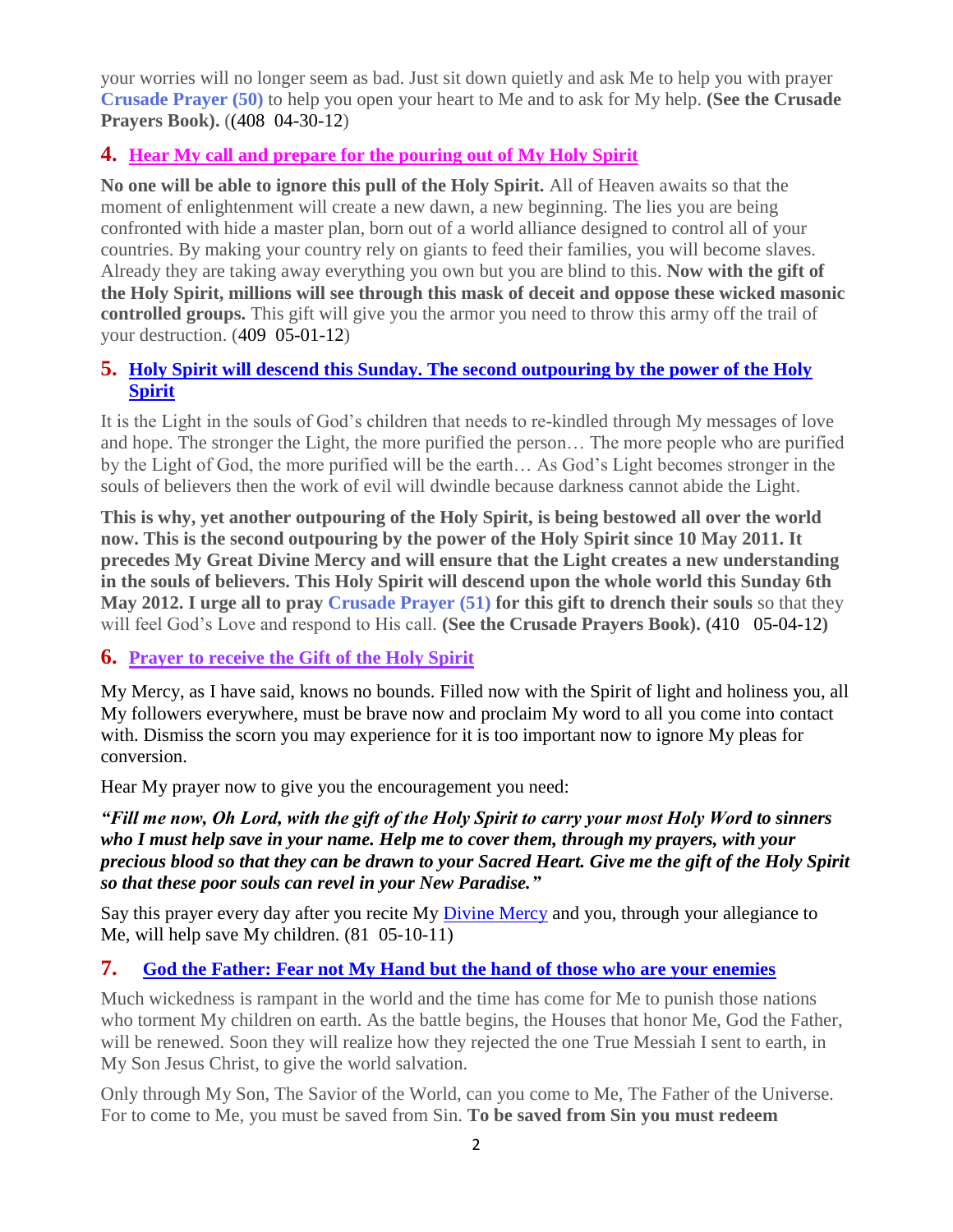your worries will no longer seem as bad. Just sit down quietly and ask Me to help you with prayer **Crusade Prayer (50)** to help you open your heart to Me and to ask for My help. **(See the Crusade Prayers Book).** ((408  04-30-12)

## 4. Hear My call and prepare for the pouring out of My Holy Spirit

**No one will be able to ignore this pull of the Holy Spirit.** All of Heaven awaits so that the moment of enlightenment will create a new dawn, a new beginning. The lies you are being confronted with hide a master plan, born out of a world alliance designed to control all of your countries. By making your country rely on giants to feed their families, you will become slaves. Already they are taking away everything you own but you are blind to this. **Now with the gift of the Holy Spirit, millions will see through this mask of deceit and oppose these wicked masonic controlled groups.** This gift will give you the armor you need to throw this army off the trail of your destruction. (409  05-01-12)

## 5. Holy Spirit will descend this Sunday. The second outpouring by the power of the Holy Spirit

It is the Light in the souls of God's children that needs to re-kindled through My messages of love and hope. The stronger the Light, the more purified the person… The more people who are purified by the Light of God, the more purified will be the earth… As God's Light becomes stronger in the souls of believers then the work of evil will dwindle because darkness cannot abide the Light.

**This is why, yet another outpouring of the Holy Spirit, is being bestowed all over the world now. This is the second outpouring by the power of the Holy Spirit since 10 May 2011. It precedes My Great Divine Mercy and will ensure that the Light creates a new understanding in the souls of believers. This Holy Spirit will descend upon the whole world this Sunday 6th May 2012. I urge all to pray Crusade Prayer (51) for this gift to drench their souls** so that they will feel God's Love and respond to His call. **(See the Crusade Prayers Book). (410   05-04-12)**

## 6. Prayer to receive the Gift of the Holy Spirit

My Mercy, as I have said, knows no bounds. Filled now with the Spirit of light and holiness you, all My followers everywhere, must be brave now and proclaim My word to all you come into contact with. Dismiss the scorn you may experience for it is too important now to ignore My pleas for conversion.

Hear My prayer now to give you the encouragement you need:

***"Fill me now, Oh Lord, with the gift of the Holy Spirit to carry your most Holy Word to sinners who I must help save in your name. Help me to cover them, through my prayers, with your precious blood so that they can be drawn to your Sacred Heart. Give me the gift of the Holy Spirit so that these poor souls can revel in your New Paradise."***

Say this prayer every day after you recite My Divine Mercy and you, through your allegiance to Me, will help save My children. (81  05-10-11)

## 7. God the Father: Fear not My Hand but the hand of those who are your enemies

Much wickedness is rampant in the world and the time has come for Me to punish those nations who torment My children on earth. As the battle begins, the Houses that honor Me, God the Father, will be renewed. Soon they will realize how they rejected the one True Messiah I sent to earth, in My Son Jesus Christ, to give the world salvation.

Only through My Son, The Savior of the World, can you come to Me, The Father of the Universe. For to come to Me, you must be saved from Sin. **To be saved from Sin you must redeem**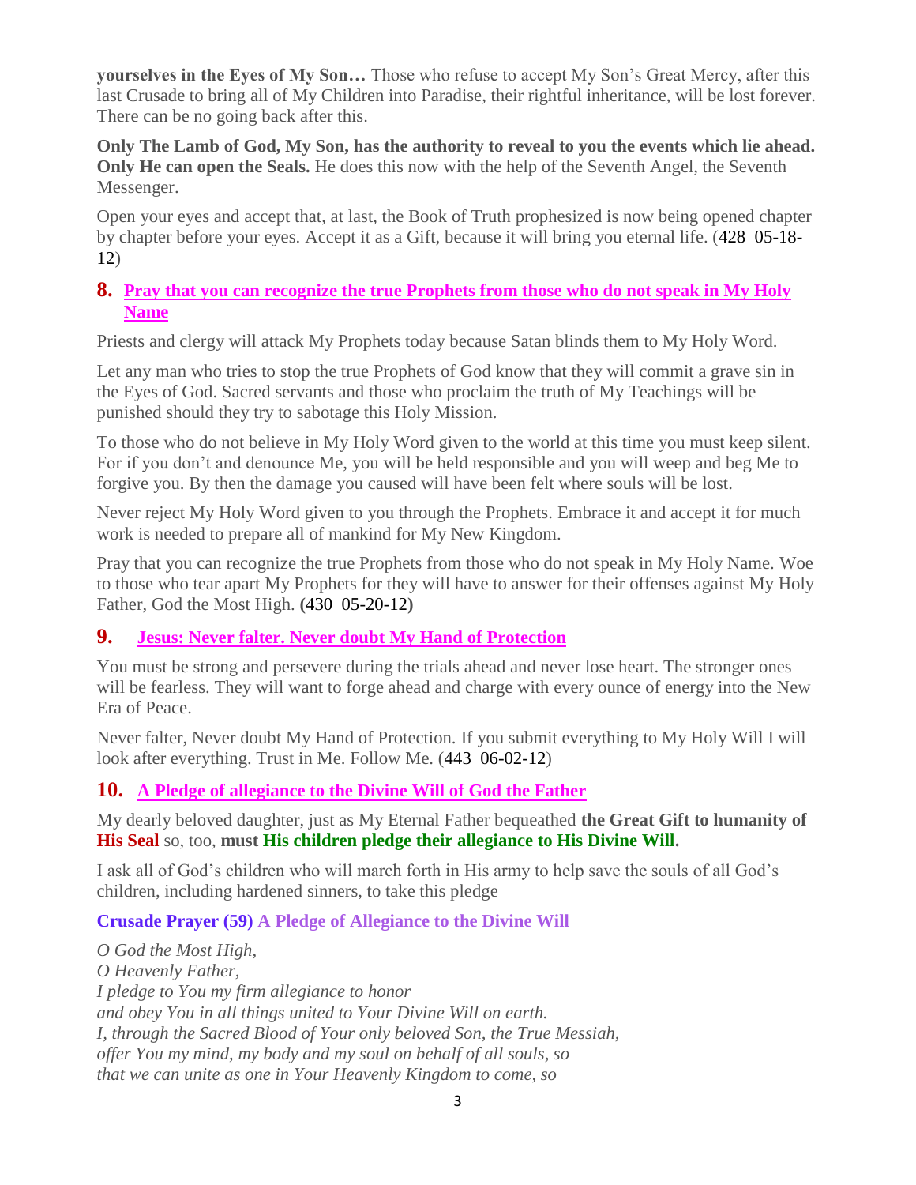**yourselves in the Eyes of My Son…** Those who refuse to accept My Son's Great Mercy, after this last Crusade to bring all of My Children into Paradise, their rightful inheritance, will be lost forever. There can be no going back after this.

**Only The Lamb of God, My Son, has the authority to reveal to you the events which lie ahead. Only He can open the Seals.** He does this now with the help of the Seventh Angel, the Seventh Messenger.

Open your eyes and accept that, at last, the Book of Truth prophesized is now being opened chapter by chapter before your eyes. Accept it as a Gift, because it will bring you eternal life. (428 05-18-12)

## 8. Pray that you can recognize the true Prophets from those who do not speak in My Holy Name

Priests and clergy will attack My Prophets today because Satan blinds them to My Holy Word.

Let any man who tries to stop the true Prophets of God know that they will commit a grave sin in the Eyes of God. Sacred servants and those who proclaim the truth of My Teachings will be punished should they try to sabotage this Holy Mission.

To those who do not believe in My Holy Word given to the world at this time you must keep silent. For if you don't and denounce Me, you will be held responsible and you will weep and beg Me to forgive you. By then the damage you caused will have been felt where souls will be lost.

Never reject My Holy Word given to you through the Prophets. Embrace it and accept it for much work is needed to prepare all of mankind for My New Kingdom.

Pray that you can recognize the true Prophets from those who do not speak in My Holy Name. Woe to those who tear apart My Prophets for they will have to answer for their offenses against My Holy Father, God the Most High. **(**430 05-20-12**)**

## 9. Jesus: Never falter. Never doubt My Hand of Protection

You must be strong and persevere during the trials ahead and never lose heart. The stronger ones will be fearless. They will want to forge ahead and charge with every ounce of energy into the New Era of Peace.

Never falter, Never doubt My Hand of Protection. If you submit everything to My Holy Will I will look after everything. Trust in Me. Follow Me. (443 06-02-12)

## 10. A Pledge of allegiance to the Divine Will of God the Father

My dearly beloved daughter, just as My Eternal Father bequeathed **the Great Gift to humanity of His Seal** so, too, **must His children pledge their allegiance to His Divine Will.**

I ask all of God's children who will march forth in His army to help save the souls of all God's children, including hardened sinners, to take this pledge

**Crusade Prayer (59) A Pledge of Allegiance to the Divine Will**

*O God the Most High,*
*O Heavenly Father,*
*I pledge to You my firm allegiance to honor*
*and obey You in all things united to Your Divine Will on earth.*
*I, through the Sacred Blood of Your only beloved Son, the True Messiah,*
*offer You my mind, my body and my soul on behalf of all souls, so*
*that we can unite as one in Your Heavenly Kingdom to come, so*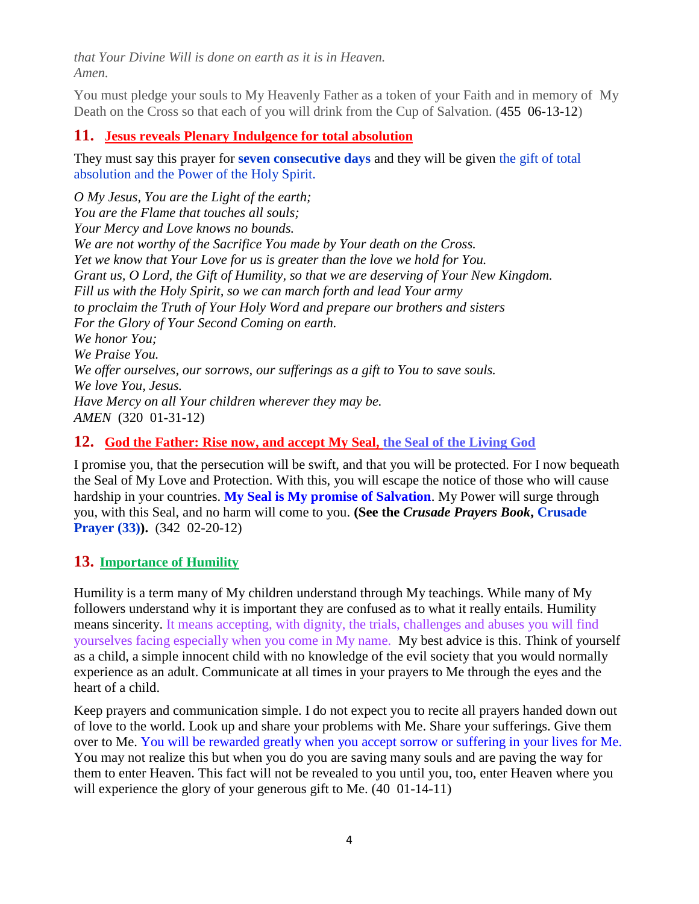*that Your Divine Will is done on earth as it is in Heaven.*
*Amen.*

You must pledge your souls to My Heavenly Father as a token of your Faith and in memory of My Death on the Cross so that each of you will drink from the Cup of Salvation. (455 06-13-12)

## 11. Jesus reveals Plenary Indulgence for total absolution

They must say this prayer for **seven consecutive days** and they will be given the gift of total absolution and the Power of the Holy Spirit.

*O My Jesus, You are the Light of the earth;*
*You are the Flame that touches all souls;*
*Your Mercy and Love knows no bounds.*
*We are not worthy of the Sacrifice You made by Your death on the Cross.*
*Yet we know that Your Love for us is greater than the love we hold for You.*
*Grant us, O Lord, the Gift of Humility, so that we are deserving of Your New Kingdom.*
*Fill us with the Holy Spirit, so we can march forth and lead Your army*
*to proclaim the Truth of Your Holy Word and prepare our brothers and sisters*
*For the Glory of Your Second Coming on earth.*
*We honor You;*
*We Praise You.*
*We offer ourselves, our sorrows, our sufferings as a gift to You to save souls.*
*We love You, Jesus.*
*Have Mercy on all Your children wherever they may be.*
*AMEN* (320 01-31-12)

## 12. God the Father: Rise now, and accept My Seal, the Seal of the Living God

I promise you, that the persecution will be swift, and that you will be protected. For I now bequeath the Seal of My Love and Protection. With this, you will escape the notice of those who will cause hardship in your countries. **My Seal is My promise of Salvation**. My Power will surge through you, with this Seal, and no harm will come to you. **(See the *Crusade Prayers Book*, Crusade Prayer (33)).** (342 02-20-12)

## 13. Importance of Humility

Humility is a term many of My children understand through My teachings. While many of My followers understand why it is important they are confused as to what it really entails. Humility means sincerity. It means accepting, with dignity, the trials, challenges and abuses you will find yourselves facing especially when you come in My name. My best advice is this. Think of yourself as a child, a simple innocent child with no knowledge of the evil society that you would normally experience as an adult. Communicate at all times in your prayers to Me through the eyes and the heart of a child.

Keep prayers and communication simple. I do not expect you to recite all prayers handed down out of love to the world. Look up and share your problems with Me. Share your sufferings. Give them over to Me. You will be rewarded greatly when you accept sorrow or suffering in your lives for Me. You may not realize this but when you do you are saving many souls and are paving the way for them to enter Heaven. This fact will not be revealed to you until you, too, enter Heaven where you will experience the glory of your generous gift to Me. (40 01-14-11)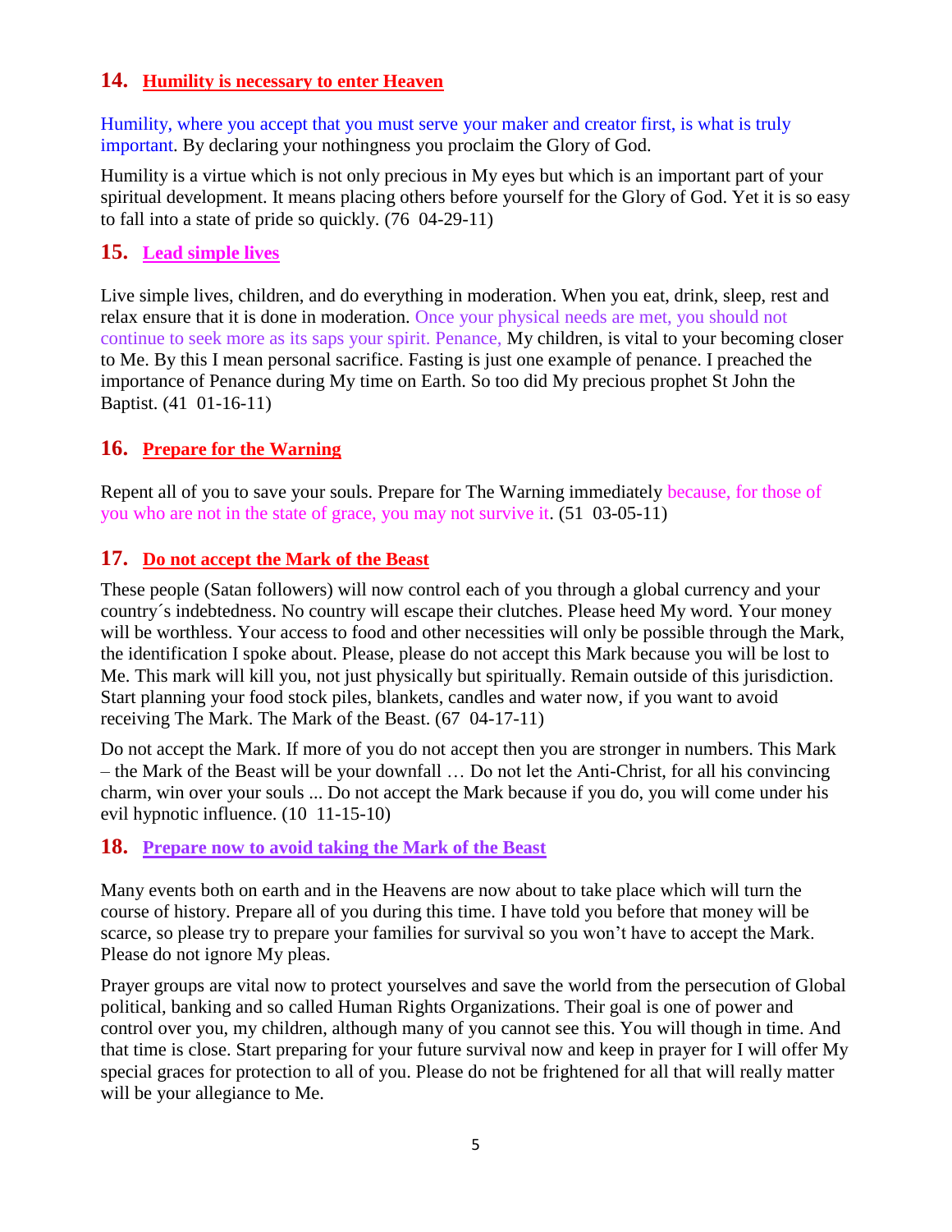## 14. Humility is necessary to enter Heaven

Humility, where you accept that you must serve your maker and creator first, is what is truly important. By declaring your nothingness you proclaim the Glory of God.

Humility is a virtue which is not only precious in My eyes but which is an important part of your spiritual development. It means placing others before yourself for the Glory of God. Yet it is so easy to fall into a state of pride so quickly. (76 04-29-11)

## 15. Lead simple lives

Live simple lives, children, and do everything in moderation. When you eat, drink, sleep, rest and relax ensure that it is done in moderation. Once your physical needs are met, you should not continue to seek more as its saps your spirit. Penance, My children, is vital to your becoming closer to Me. By this I mean personal sacrifice. Fasting is just one example of penance. I preached the importance of Penance during My time on Earth. So too did My precious prophet St John the Baptist. (41 01-16-11)

## 16. Prepare for the Warning

Repent all of you to save your souls. Prepare for The Warning immediately because, for those of you who are not in the state of grace, you may not survive it. (51 03-05-11)

## 17. Do not accept the Mark of the Beast

These people (Satan followers) will now control each of you through a global currency and your country´s indebtedness. No country will escape their clutches. Please heed My word. Your money will be worthless. Your access to food and other necessities will only be possible through the Mark, the identification I spoke about. Please, please do not accept this Mark because you will be lost to Me. This mark will kill you, not just physically but spiritually. Remain outside of this jurisdiction. Start planning your food stock piles, blankets, candles and water now, if you want to avoid receiving The Mark. The Mark of the Beast. (67 04-17-11)

Do not accept the Mark. If more of you do not accept then you are stronger in numbers. This Mark – the Mark of the Beast will be your downfall … Do not let the Anti-Christ, for all his convincing charm, win over your souls ... Do not accept the Mark because if you do, you will come under his evil hypnotic influence. (10 11-15-10)

## 18. Prepare now to avoid taking the Mark of the Beast

Many events both on earth and in the Heavens are now about to take place which will turn the course of history. Prepare all of you during this time. I have told you before that money will be scarce, so please try to prepare your families for survival so you won't have to accept the Mark. Please do not ignore My pleas.

Prayer groups are vital now to protect yourselves and save the world from the persecution of Global political, banking and so called Human Rights Organizations. Their goal is one of power and control over you, my children, although many of you cannot see this. You will though in time. And that time is close. Start preparing for your future survival now and keep in prayer for I will offer My special graces for protection to all of you. Please do not be frightened for all that will really matter will be your allegiance to Me.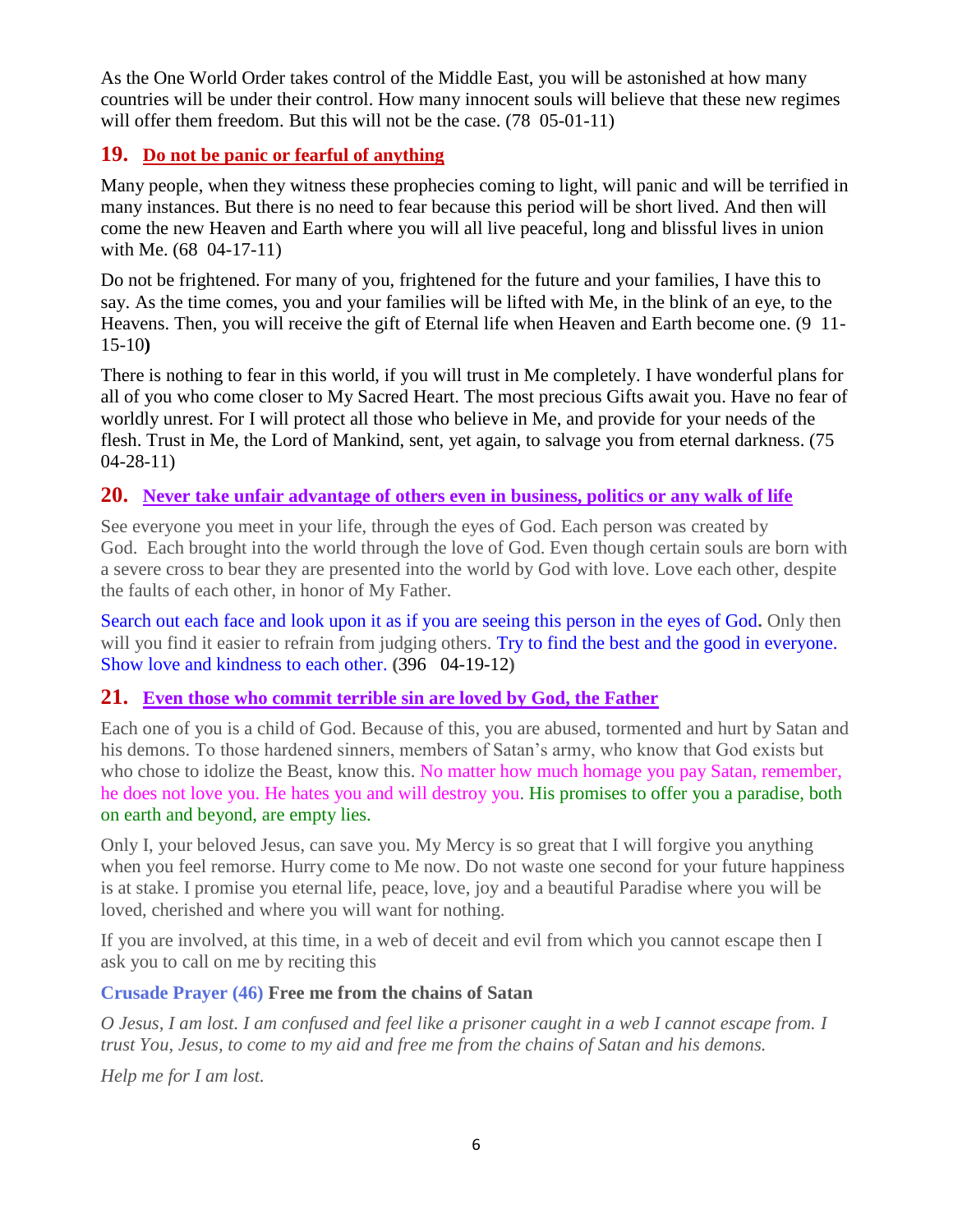As the One World Order takes control of the Middle East, you will be astonished at how many countries will be under their control. How many innocent souls will believe that these new regimes will offer them freedom. But this will not be the case. (78  05-01-11)

## 19. Do not be panic or fearful of anything

Many people, when they witness these prophecies coming to light, will panic and will be terrified in many instances. But there is no need to fear because this period will be short lived. And then will come the new Heaven and Earth where you will all live peaceful, long and blissful lives in union with Me. (68  04-17-11)

Do not be frightened. For many of you, frightened for the future and your families, I have this to say. As the time comes, you and your families will be lifted with Me, in the blink of an eye, to the Heavens. Then, you will receive the gift of Eternal life when Heaven and Earth become one. (9  11-15-10**)**

There is nothing to fear in this world, if you will trust in Me completely. I have wonderful plans for all of you who come closer to My Sacred Heart. The most precious Gifts await you. Have no fear of worldly unrest. For I will protect all those who believe in Me, and provide for your needs of the flesh. Trust in Me, the Lord of Mankind, sent, yet again, to salvage you from eternal darkness. (75 04-28-11)

## 20. Never take unfair advantage of others even in business, politics or any walk of life

See everyone you meet in your life, through the eyes of God. Each person was created by God.  Each brought into the world through the love of God. Even though certain souls are born with a severe cross to bear they are presented into the world by God with love. Love each other, despite the faults of each other, in honor of My Father.

Search out each face and look upon it as if you are seeing this person in the eyes of God**.** Only then will you find it easier to refrain from judging others. Try to find the best and the good in everyone. Show love and kindness to each other. (396   04-19-12)

## 21. Even those who commit terrible sin are loved by God, the Father

Each one of you is a child of God. Because of this, you are abused, tormented and hurt by Satan and his demons. To those hardened sinners, members of Satan's army, who know that God exists but who chose to idolize the Beast, know this. No matter how much homage you pay Satan, remember, he does not love you. He hates you and will destroy you. His promises to offer you a paradise, both on earth and beyond, are empty lies.

Only I, your beloved Jesus, can save you. My Mercy is so great that I will forgive you anything when you feel remorse. Hurry come to Me now. Do not waste one second for your future happiness is at stake. I promise you eternal life, peace, love, joy and a beautiful Paradise where you will be loved, cherished and where you will want for nothing.

If you are involved, at this time, in a web of deceit and evil from which you cannot escape then I ask you to call on me by reciting this

**Crusade Prayer (46) Free me from the chains of Satan**

*O Jesus, I am lost. I am confused and feel like a prisoner caught in a web I cannot escape from. I trust You, Jesus, to come to my aid and free me from the chains of Satan and his demons.*

*Help me for I am lost.*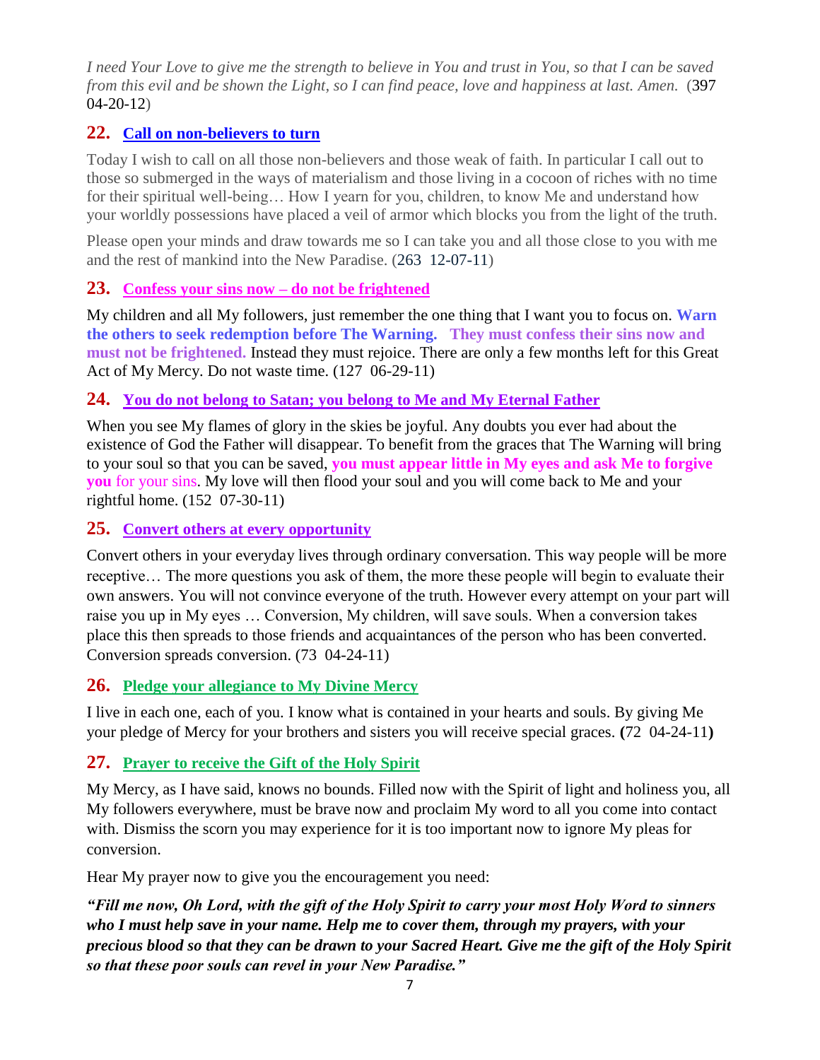*I need Your Love to give me the strength to believe in You and trust in You, so that I can be saved from this evil and be shown the Light, so I can find peace, love and happiness at last. Amen.* (397 04-20-12)

## 22. Call on non-believers to turn

Today I wish to call on all those non-believers and those weak of faith. In particular I call out to those so submerged in the ways of materialism and those living in a cocoon of riches with no time for their spiritual well-being… How I yearn for you, children, to know Me and understand how your worldly possessions have placed a veil of armor which blocks you from the light of the truth.

Please open your minds and draw towards me so I can take you and all those close to you with me and the rest of mankind into the New Paradise. (263 12-07-11)

## 23. Confess your sins now – do not be frightened

My children and all My followers, just remember the one thing that I want you to focus on. **Warn the others to seek redemption before The Warning. They must confess their sins now and must not be frightened.** Instead they must rejoice. There are only a few months left for this Great Act of My Mercy. Do not waste time. (127 06-29-11)

## 24. You do not belong to Satan; you belong to Me and My Eternal Father

When you see My flames of glory in the skies be joyful. Any doubts you ever had about the existence of God the Father will disappear. To benefit from the graces that The Warning will bring to your soul so that you can be saved, **you must appear little in My eyes and ask Me to forgive you** for your sins. My love will then flood your soul and you will come back to Me and your rightful home. (152 07-30-11)

## 25. Convert others at every opportunity

Convert others in your everyday lives through ordinary conversation. This way people will be more receptive… The more questions you ask of them, the more these people will begin to evaluate their own answers. You will not convince everyone of the truth. However every attempt on your part will raise you up in My eyes … Conversion, My children, will save souls. When a conversion takes place this then spreads to those friends and acquaintances of the person who has been converted. Conversion spreads conversion. (73 04-24-11)

## 26. Pledge your allegiance to My Divine Mercy

I live in each one, each of you. I know what is contained in your hearts and souls. By giving Me your pledge of Mercy for your brothers and sisters you will receive special graces. **(**72 04-24-11**)**

## 27. Prayer to receive the Gift of the Holy Spirit

My Mercy, as I have said, knows no bounds. Filled now with the Spirit of light and holiness you, all My followers everywhere, must be brave now and proclaim My word to all you come into contact with. Dismiss the scorn you may experience for it is too important now to ignore My pleas for conversion.

Hear My prayer now to give you the encouragement you need:

***"Fill me now, Oh Lord, with the gift of the Holy Spirit to carry your most Holy Word to sinners who I must help save in your name. Help me to cover them, through my prayers, with your precious blood so that they can be drawn to your Sacred Heart. Give me the gift of the Holy Spirit so that these poor souls can revel in your New Paradise."***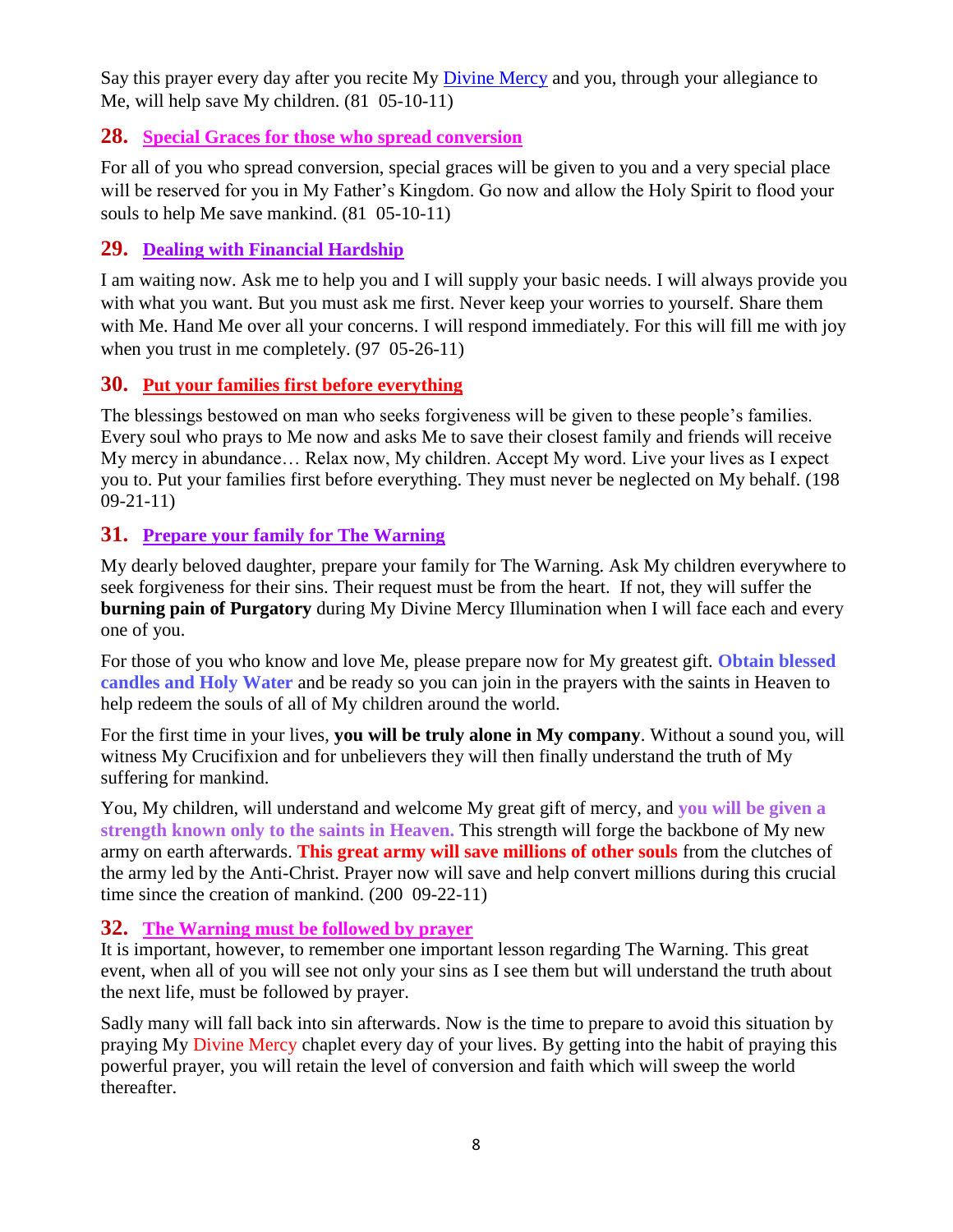Say this prayer every day after you recite My Divine Mercy and you, through your allegiance to Me, will help save My children. (81 05-10-11)

## 28. Special Graces for those who spread conversion

For all of you who spread conversion, special graces will be given to you and a very special place will be reserved for you in My Father's Kingdom. Go now and allow the Holy Spirit to flood your souls to help Me save mankind. (81 05-10-11)

## 29. Dealing with Financial Hardship

I am waiting now. Ask me to help you and I will supply your basic needs. I will always provide you with what you want. But you must ask me first. Never keep your worries to yourself. Share them with Me. Hand Me over all your concerns. I will respond immediately. For this will fill me with joy when you trust in me completely. (97 05-26-11)

## 30. Put your families first before everything

The blessings bestowed on man who seeks forgiveness will be given to these people's families. Every soul who prays to Me now and asks Me to save their closest family and friends will receive My mercy in abundance… Relax now, My children. Accept My word. Live your lives as I expect you to. Put your families first before everything. They must never be neglected on My behalf. (198 09-21-11)

## 31. Prepare your family for The Warning

My dearly beloved daughter, prepare your family for The Warning. Ask My children everywhere to seek forgiveness for their sins. Their request must be from the heart. If not, they will suffer the **burning pain of Purgatory** during My Divine Mercy Illumination when I will face each and every one of you.

For those of you who know and love Me, please prepare now for My greatest gift. **Obtain blessed candles and Holy Water** and be ready so you can join in the prayers with the saints in Heaven to help redeem the souls of all of My children around the world.

For the first time in your lives, **you will be truly alone in My company**. Without a sound you, will witness My Crucifixion and for unbelievers they will then finally understand the truth of My suffering for mankind.

You, My children, will understand and welcome My great gift of mercy, and **you will be given a strength known only to the saints in Heaven.** This strength will forge the backbone of My new army on earth afterwards. **This great army will save millions of other souls** from the clutches of the army led by the Anti-Christ. Prayer now will save and help convert millions during this crucial time since the creation of mankind. (200 09-22-11)

## 32. The Warning must be followed by prayer

It is important, however, to remember one important lesson regarding The Warning. This great event, when all of you will see not only your sins as I see them but will understand the truth about the next life, must be followed by prayer.

Sadly many will fall back into sin afterwards. Now is the time to prepare to avoid this situation by praying My Divine Mercy chaplet every day of your lives. By getting into the habit of praying this powerful prayer, you will retain the level of conversion and faith which will sweep the world thereafter.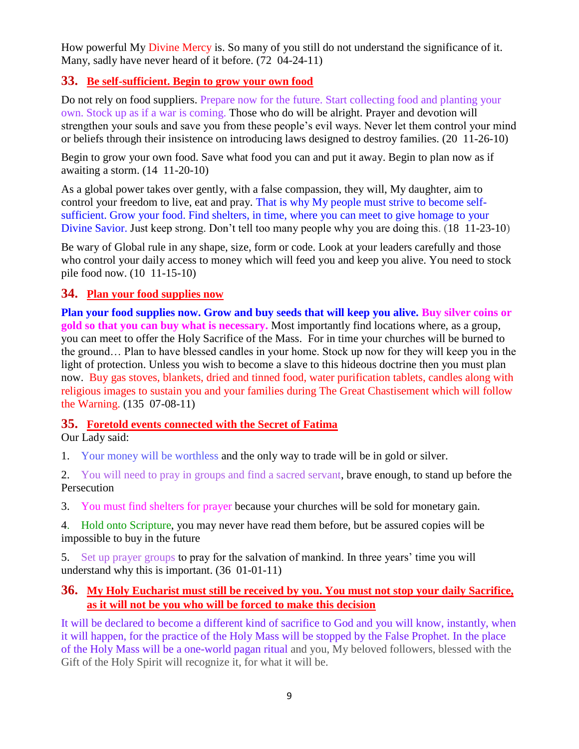How powerful My Divine Mercy is. So many of you still do not understand the significance of it. Many, sadly have never heard of it before. (72  04-24-11)

## 33. Be self-sufficient. Begin to grow your own food

Do not rely on food suppliers. Prepare now for the future. Start collecting food and planting your own. Stock up as if a war is coming. Those who do will be alright. Prayer and devotion will strengthen your souls and save you from these people's evil ways. Never let them control your mind or beliefs through their insistence on introducing laws designed to destroy families. (20  11-26-10)

Begin to grow your own food. Save what food you can and put it away. Begin to plan now as if awaiting a storm. (14  11-20-10)

As a global power takes over gently, with a false compassion, they will, My daughter, aim to control your freedom to live, eat and pray. That is why My people must strive to become self-sufficient. Grow your food. Find shelters, in time, where you can meet to give homage to your Divine Savior. Just keep strong. Don't tell too many people why you are doing this. (18  11-23-10)

Be wary of Global rule in any shape, size, form or code. Look at your leaders carefully and those who control your daily access to money which will feed you and keep you alive. You need to stock pile food now. (10  11-15-10)

## 34. Plan your food supplies now

**Plan your food supplies now. Grow and buy seeds that will keep you alive. Buy silver coins or gold so that you can buy what is necessary.** Most importantly find locations where, as a group, you can meet to offer the Holy Sacrifice of the Mass.  For in time your churches will be burned to the ground… Plan to have blessed candles in your home. Stock up now for they will keep you in the light of protection. Unless you wish to become a slave to this hideous doctrine then you must plan now.  Buy gas stoves, blankets, dried and tinned food, water purification tablets, candles along with religious images to sustain you and your families during The Great Chastisement which will follow the Warning. (135  07-08-11)

## 35. Foretold events connected with the Secret of Fatima

Our Lady said:

1. Your money will be worthless and the only way to trade will be in gold or silver.

2. You will need to pray in groups and find a sacred servant, brave enough, to stand up before the Persecution

3. You must find shelters for prayer because your churches will be sold for monetary gain.

4. Hold onto Scripture, you may never have read them before, but be assured copies will be impossible to buy in the future

5. Set up prayer groups to pray for the salvation of mankind. In three years' time you will understand why this is important. (36  01-01-11)

## 36. My Holy Eucharist must still be received by you. You must not stop your daily Sacrifice, as it will not be you who will be forced to make this decision

It will be declared to become a different kind of sacrifice to God and you will know, instantly, when it will happen, for the practice of the Holy Mass will be stopped by the False Prophet. In the place of the Holy Mass will be a one-world pagan ritual and you, My beloved followers, blessed with the Gift of the Holy Spirit will recognize it, for what it will be.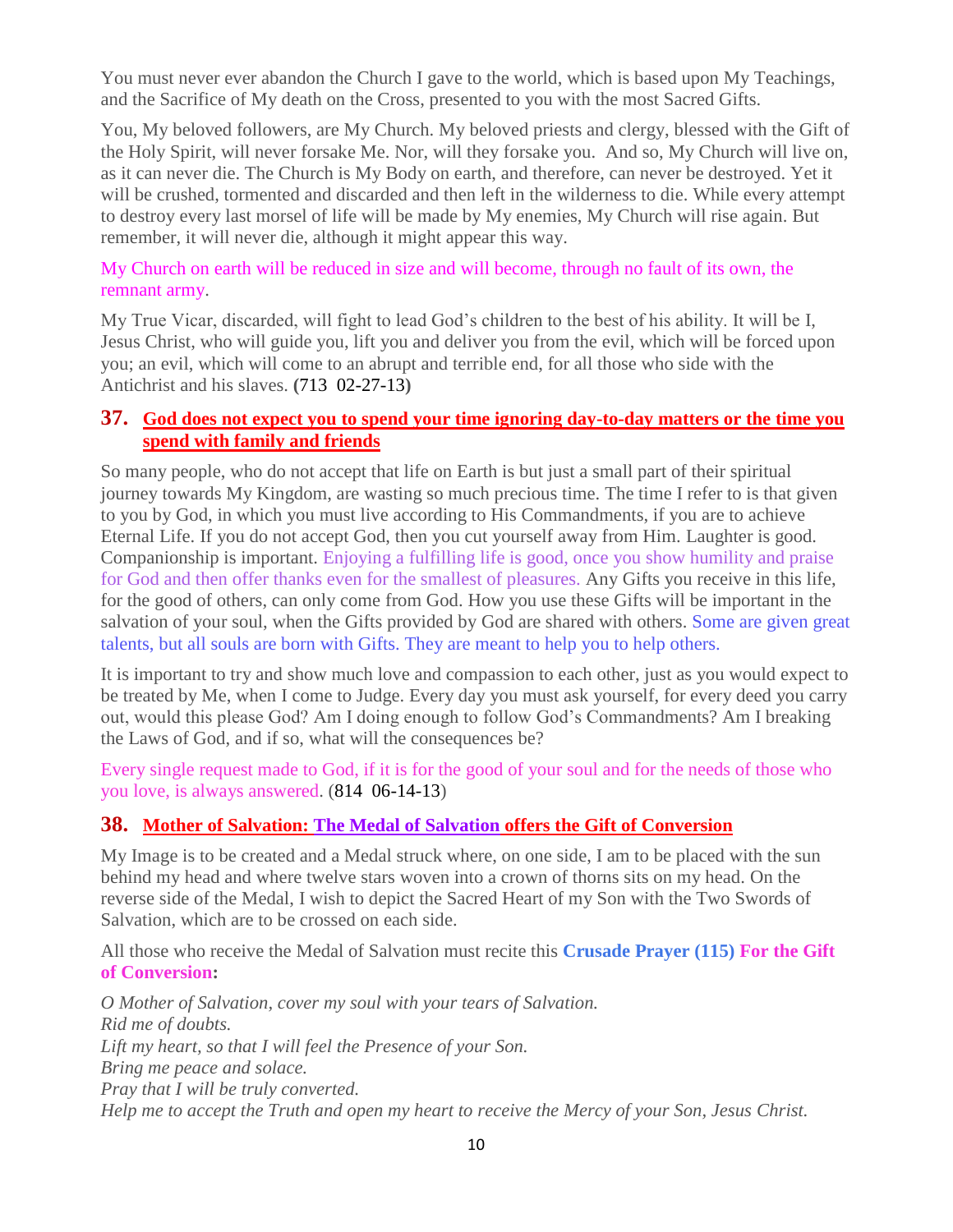You must never ever abandon the Church I gave to the world, which is based upon My Teachings, and the Sacrifice of My death on the Cross, presented to you with the most Sacred Gifts.

You, My beloved followers, are My Church. My beloved priests and clergy, blessed with the Gift of the Holy Spirit, will never forsake Me. Nor, will they forsake you. And so, My Church will live on, as it can never die. The Church is My Body on earth, and therefore, can never be destroyed. Yet it will be crushed, tormented and discarded and then left in the wilderness to die. While every attempt to destroy every last morsel of life will be made by My enemies, My Church will rise again. But remember, it will never die, although it might appear this way.

My Church on earth will be reduced in size and will become, through no fault of its own, the remnant army.

My True Vicar, discarded, will fight to lead God's children to the best of his ability. It will be I, Jesus Christ, who will guide you, lift you and deliver you from the evil, which will be forced upon you; an evil, which will come to an abrupt and terrible end, for all those who side with the Antichrist and his slaves. **(**713 02-27-13**)**

## 37. God does not expect you to spend your time ignoring day-to-day matters or the time you spend with family and friends

So many people, who do not accept that life on Earth is but just a small part of their spiritual journey towards My Kingdom, are wasting so much precious time. The time I refer to is that given to you by God, in which you must live according to His Commandments, if you are to achieve Eternal Life. If you do not accept God, then you cut yourself away from Him. Laughter is good. Companionship is important. Enjoying a fulfilling life is good, once you show humility and praise for God and then offer thanks even for the smallest of pleasures. Any Gifts you receive in this life, for the good of others, can only come from God. How you use these Gifts will be important in the salvation of your soul, when the Gifts provided by God are shared with others. Some are given great talents, but all souls are born with Gifts. They are meant to help you to help others.

It is important to try and show much love and compassion to each other, just as you would expect to be treated by Me, when I come to Judge. Every day you must ask yourself, for every deed you carry out, would this please God? Am I doing enough to follow God's Commandments? Am I breaking the Laws of God, and if so, what will the consequences be?

Every single request made to God, if it is for the good of your soul and for the needs of those who you love, is always answered. (814 06-14-13)

## 38. Mother of Salvation: The Medal of Salvation offers the Gift of Conversion

My Image is to be created and a Medal struck where, on one side, I am to be placed with the sun behind my head and where twelve stars woven into a crown of thorns sits on my head. On the reverse side of the Medal, I wish to depict the Sacred Heart of my Son with the Two Swords of Salvation, which are to be crossed on each side.

All those who receive the Medal of Salvation must recite this **Crusade Prayer (115) For the Gift of Conversion:**

*O Mother of Salvation, cover my soul with your tears of Salvation.*
*Rid me of doubts.*
*Lift my heart, so that I will feel the Presence of your Son.*
*Bring me peace and solace.*
*Pray that I will be truly converted.*
*Help me to accept the Truth and open my heart to receive the Mercy of your Son, Jesus Christ.*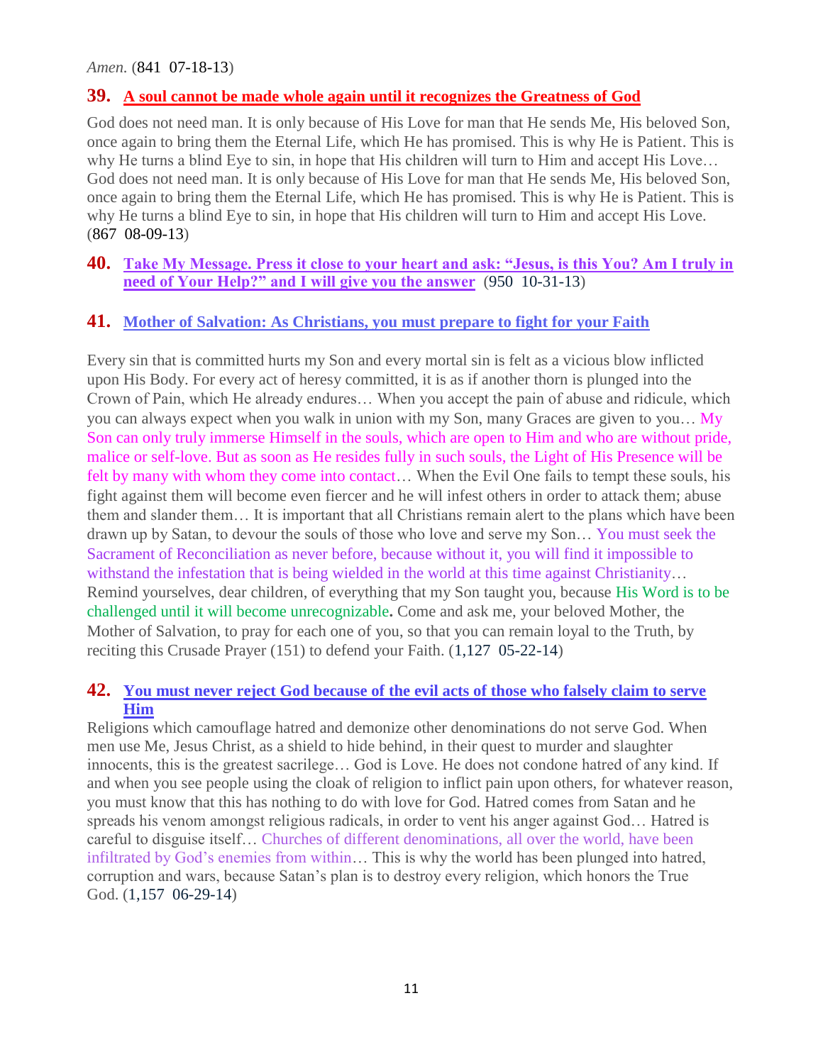*Amen.* (841 07-18-13)

## 39. A soul cannot be made whole again until it recognizes the Greatness of God

God does not need man. It is only because of His Love for man that He sends Me, His beloved Son, once again to bring them the Eternal Life, which He has promised. This is why He is Patient. This is why He turns a blind Eye to sin, in hope that His children will turn to Him and accept His Love… God does not need man. It is only because of His Love for man that He sends Me, His beloved Son, once again to bring them the Eternal Life, which He has promised. This is why He is Patient. This is why He turns a blind Eye to sin, in hope that His children will turn to Him and accept His Love. (867 08-09-13)

## 40. Take My Message. Press it close to your heart and ask: "Jesus, is this You? Am I truly in need of Your Help?" and I will give you the answer (950 10-31-13)

## 41. Mother of Salvation: As Christians, you must prepare to fight for your Faith

Every sin that is committed hurts my Son and every mortal sin is felt as a vicious blow inflicted upon His Body. For every act of heresy committed, it is as if another thorn is plunged into the Crown of Pain, which He already endures… When you accept the pain of abuse and ridicule, which you can always expect when you walk in union with my Son, many Graces are given to you… My Son can only truly immerse Himself in the souls, which are open to Him and who are without pride, malice or self-love. But as soon as He resides fully in such souls, the Light of His Presence will be felt by many with whom they come into contact… When the Evil One fails to tempt these souls, his fight against them will become even fiercer and he will infest others in order to attack them; abuse them and slander them… It is important that all Christians remain alert to the plans which have been drawn up by Satan, to devour the souls of those who love and serve my Son… You must seek the Sacrament of Reconciliation as never before, because without it, you will find it impossible to withstand the infestation that is being wielded in the world at this time against Christianity… Remind yourselves, dear children, of everything that my Son taught you, because His Word is to be challenged until it will become unrecognizable**.** Come and ask me, your beloved Mother, the Mother of Salvation, to pray for each one of you, so that you can remain loyal to the Truth, by reciting this Crusade Prayer (151) to defend your Faith. (1,127 05-22-14)

## 42. You must never reject God because of the evil acts of those who falsely claim to serve Him

Religions which camouflage hatred and demonize other denominations do not serve God. When men use Me, Jesus Christ, as a shield to hide behind, in their quest to murder and slaughter innocents, this is the greatest sacrilege… God is Love. He does not condone hatred of any kind. If and when you see people using the cloak of religion to inflict pain upon others, for whatever reason, you must know that this has nothing to do with love for God. Hatred comes from Satan and he spreads his venom amongst religious radicals, in order to vent his anger against God… Hatred is careful to disguise itself… Churches of different denominations, all over the world, have been infiltrated by God's enemies from within… This is why the world has been plunged into hatred, corruption and wars, because Satan's plan is to destroy every religion, which honors the True God. (1,157 06-29-14)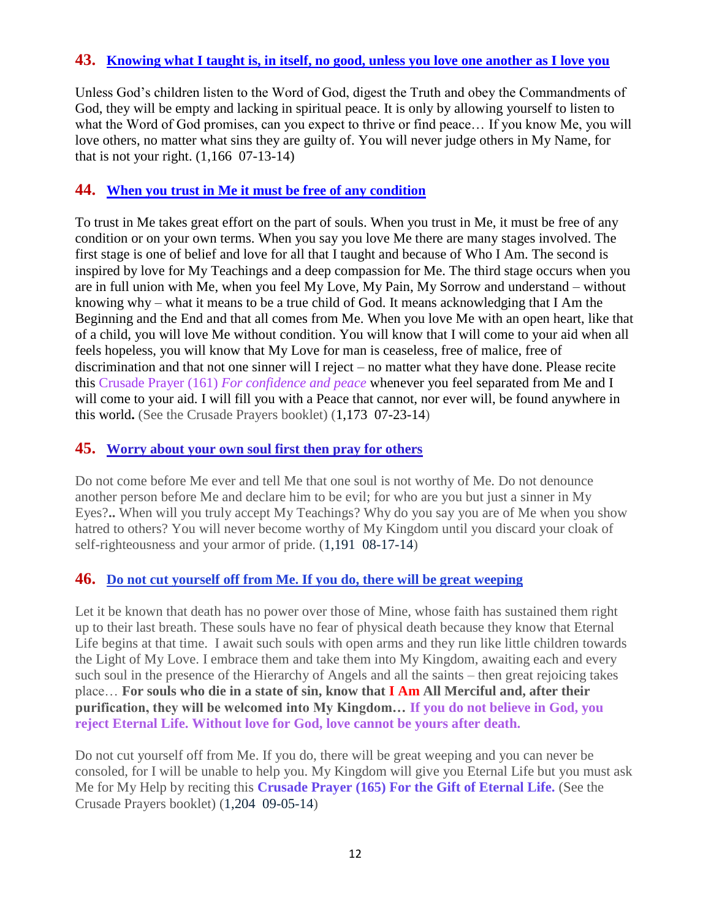## 43. Knowing what I taught is, in itself, no good, unless you love one another as I love you

Unless God's children listen to the Word of God, digest the Truth and obey the Commandments of God, they will be empty and lacking in spiritual peace. It is only by allowing yourself to listen to what the Word of God promises, can you expect to thrive or find peace… If you know Me, you will love others, no matter what sins they are guilty of. You will never judge others in My Name, for that is not your right. (1,166 07-13-14)

## 44. When you trust in Me it must be free of any condition

To trust in Me takes great effort on the part of souls. When you trust in Me, it must be free of any condition or on your own terms. When you say you love Me there are many stages involved. The first stage is one of belief and love for all that I taught and because of Who I Am. The second is inspired by love for My Teachings and a deep compassion for Me. The third stage occurs when you are in full union with Me, when you feel My Love, My Pain, My Sorrow and understand – without knowing why – what it means to be a true child of God. It means acknowledging that I Am the Beginning and the End and that all comes from Me. When you love Me with an open heart, like that of a child, you will love Me without condition. You will know that I will come to your aid when all feels hopeless, you will know that My Love for man is ceaseless, free of malice, free of discrimination and that not one sinner will I reject – no matter what they have done. Please recite this Crusade Prayer (161) *For confidence and peace* whenever you feel separated from Me and I will come to your aid. I will fill you with a Peace that cannot, nor ever will, be found anywhere in this world**.** (See the Crusade Prayers booklet) (1,173 07-23-14)

## 45. Worry about your own soul first then pray for others

Do not come before Me ever and tell Me that one soul is not worthy of Me. Do not denounce another person before Me and declare him to be evil; for who are you but just a sinner in My Eyes?**..** When will you truly accept My Teachings? Why do you say you are of Me when you show hatred to others? You will never become worthy of My Kingdom until you discard your cloak of self-righteousness and your armor of pride. (1,191 08-17-14)

## 46. Do not cut yourself off from Me. If you do, there will be great weeping

Let it be known that death has no power over those of Mine, whose faith has sustained them right up to their last breath. These souls have no fear of physical death because they know that Eternal Life begins at that time. I await such souls with open arms and they run like little children towards the Light of My Love. I embrace them and take them into My Kingdom, awaiting each and every such soul in the presence of the Hierarchy of Angels and all the saints – then great rejoicing takes place… **For souls who die in a state of sin, know that I Am All Merciful and, after their purification, they will be welcomed into My Kingdom… If you do not believe in God, you reject Eternal Life. Without love for God, love cannot be yours after death.**

Do not cut yourself off from Me. If you do, there will be great weeping and you can never be consoled, for I will be unable to help you. My Kingdom will give you Eternal Life but you must ask Me for My Help by reciting this **Crusade Prayer (165) For the Gift of Eternal Life.** (See the Crusade Prayers booklet) (1,204 09-05-14)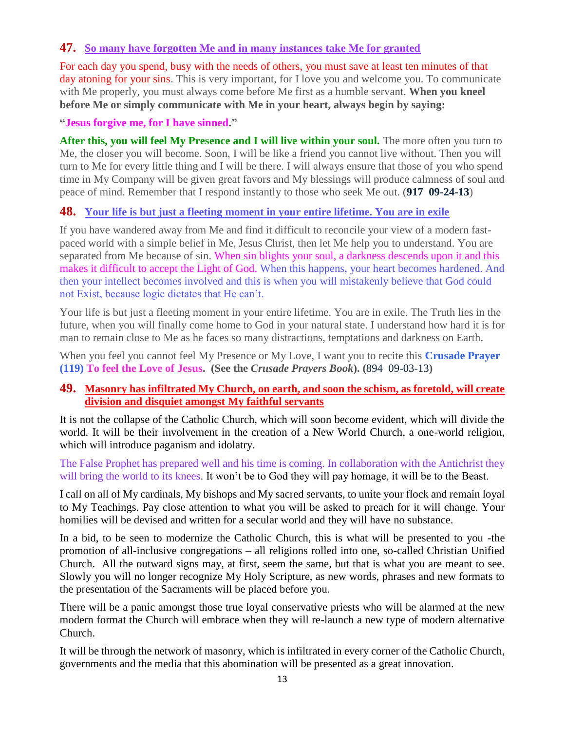## 47. So many have forgotten Me and in many instances take Me for granted

For each day you spend, busy with the needs of others, you must save at least ten minutes of that day atoning for your sins. This is very important, for I love you and welcome you. To communicate with Me properly, you must always come before Me first as a humble servant. **When you kneel before Me or simply communicate with Me in your heart, always begin by saying:**

**"Jesus forgive me, for I have sinned."**

**After this, you will feel My Presence and I will live within your soul.** The more often you turn to Me, the closer you will become. Soon, I will be like a friend you cannot live without. Then you will turn to Me for every little thing and I will be there. I will always ensure that those of you who spend time in My Company will be given great favors and My blessings will produce calmness of soul and peace of mind. Remember that I respond instantly to those who seek Me out. (**917 09-24-13**)

## 48. Your life is but just a fleeting moment in your entire lifetime. You are in exile

If you have wandered away from Me and find it difficult to reconcile your view of a modern fast-paced world with a simple belief in Me, Jesus Christ, then let Me help you to understand. You are separated from Me because of sin. When sin blights your soul, a darkness descends upon it and this makes it difficult to accept the Light of God. When this happens, your heart becomes hardened. And then your intellect becomes involved and this is when you will mistakenly believe that God could not Exist, because logic dictates that He can't.

Your life is but just a fleeting moment in your entire lifetime. You are in exile. The Truth lies in the future, when you will finally come home to God in your natural state. I understand how hard it is for man to remain close to Me as he faces so many distractions, temptations and darkness on Earth.

When you feel you cannot feel My Presence or My Love, I want you to recite this **Crusade Prayer (119) To feel the Love of Jesus. (See the *Crusade Prayers Book*). (**894 09-03-13**)**

## 49. Masonry has infiltrated My Church, on earth, and soon the schism, as foretold, will create division and disquiet amongst My faithful servants

It is not the collapse of the Catholic Church, which will soon become evident, which will divide the world. It will be their involvement in the creation of a New World Church, a one-world religion, which will introduce paganism and idolatry.

The False Prophet has prepared well and his time is coming. In collaboration with the Antichrist they will bring the world to its knees. It won't be to God they will pay homage, it will be to the Beast.

I call on all of My cardinals, My bishops and My sacred servants, to unite your flock and remain loyal to My Teachings. Pay close attention to what you will be asked to preach for it will change. Your homilies will be devised and written for a secular world and they will have no substance.

In a bid, to be seen to modernize the Catholic Church, this is what will be presented to you -the promotion of all-inclusive congregations – all religions rolled into one, so-called Christian Unified Church. All the outward signs may, at first, seem the same, but that is what you are meant to see. Slowly you will no longer recognize My Holy Scripture, as new words, phrases and new formats to the presentation of the Sacraments will be placed before you.

There will be a panic amongst those true loyal conservative priests who will be alarmed at the new modern format the Church will embrace when they will re-launch a new type of modern alternative Church.

It will be through the network of masonry, which is infiltrated in every corner of the Catholic Church, governments and the media that this abomination will be presented as a great innovation.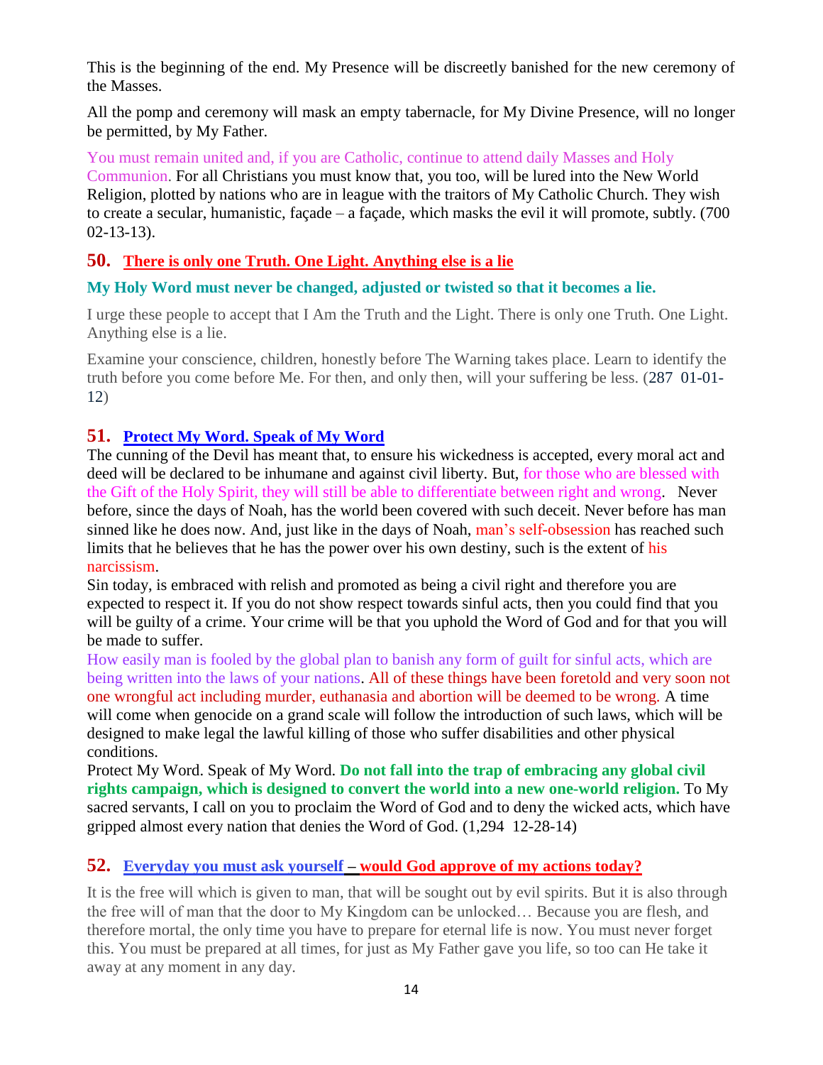This is the beginning of the end. My Presence will be discreetly banished for the new ceremony of the Masses.

All the pomp and ceremony will mask an empty tabernacle, for My Divine Presence, will no longer be permitted, by My Father.

You must remain united and, if you are Catholic, continue to attend daily Masses and Holy Communion. For all Christians you must know that, you too, will be lured into the New World Religion, plotted by nations who are in league with the traitors of My Catholic Church. They wish to create a secular, humanistic, façade – a façade, which masks the evil it will promote, subtly. (700 02-13-13).

## 50. There is only one Truth. One Light. Anything else is a lie

### My Holy Word must never be changed, adjusted or twisted so that it becomes a lie.

I urge these people to accept that I Am the Truth and the Light. There is only one Truth. One Light. Anything else is a lie.

Examine your conscience, children, honestly before The Warning takes place. Learn to identify the truth before you come before Me. For then, and only then, will your suffering be less. (287 01-01-12)

## 51. Protect My Word. Speak of My Word

The cunning of the Devil has meant that, to ensure his wickedness is accepted, every moral act and deed will be declared to be inhumane and against civil liberty. But, for those who are blessed with the Gift of the Holy Spirit, they will still be able to differentiate between right and wrong. Never before, since the days of Noah, has the world been covered with such deceit. Never before has man sinned like he does now. And, just like in the days of Noah, man's self-obsession has reached such limits that he believes that he has the power over his own destiny, such is the extent of his narcissism.

Sin today, is embraced with relish and promoted as being a civil right and therefore you are expected to respect it. If you do not show respect towards sinful acts, then you could find that you will be guilty of a crime. Your crime will be that you uphold the Word of God and for that you will be made to suffer.

How easily man is fooled by the global plan to banish any form of guilt for sinful acts, which are being written into the laws of your nations. All of these things have been foretold and very soon not one wrongful act including murder, euthanasia and abortion will be deemed to be wrong. A time will come when genocide on a grand scale will follow the introduction of such laws, which will be designed to make legal the lawful killing of those who suffer disabilities and other physical conditions.

Protect My Word. Speak of My Word. **Do not fall into the trap of embracing any global civil rights campaign, which is designed to convert the world into a new one-world religion.** To My sacred servants, I call on you to proclaim the Word of God and to deny the wicked acts, which have gripped almost every nation that denies the Word of God. (1,294 12-28-14)

## 52. Everyday you must ask yourself – would God approve of my actions today?

It is the free will which is given to man, that will be sought out by evil spirits. But it is also through the free will of man that the door to My Kingdom can be unlocked… Because you are flesh, and therefore mortal, the only time you have to prepare for eternal life is now. You must never forget this. You must be prepared at all times, for just as My Father gave you life, so too can He take it away at any moment in any day.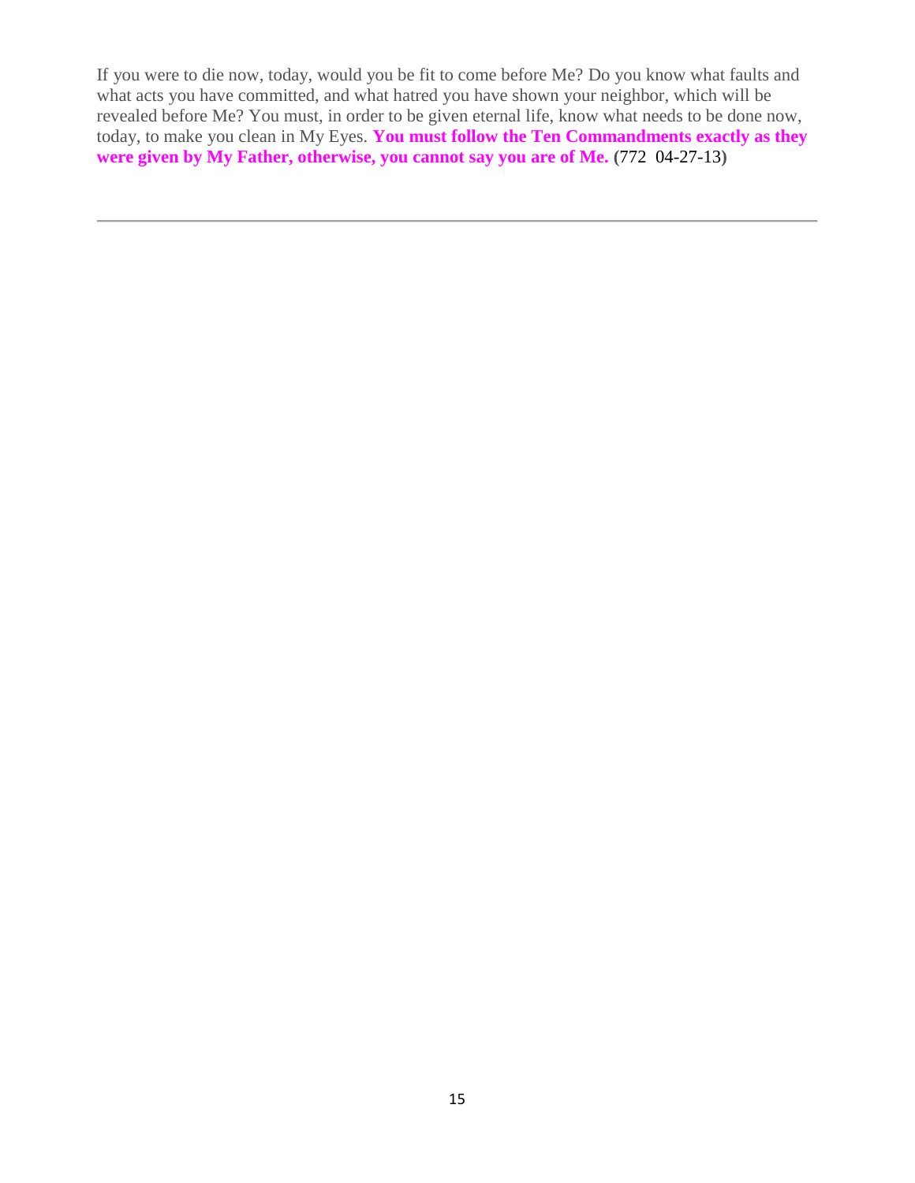If you were to die now, today, would you be fit to come before Me? Do you know what faults and what acts you have committed, and what hatred you have shown your neighbor, which will be revealed before Me? You must, in order to be given eternal life, know what needs to be done now, today, to make you clean in My Eyes. **You must follow the Ten Commandments exactly as they were given by My Father, otherwise, you cannot say you are of Me.** (772 04-27-13)

---